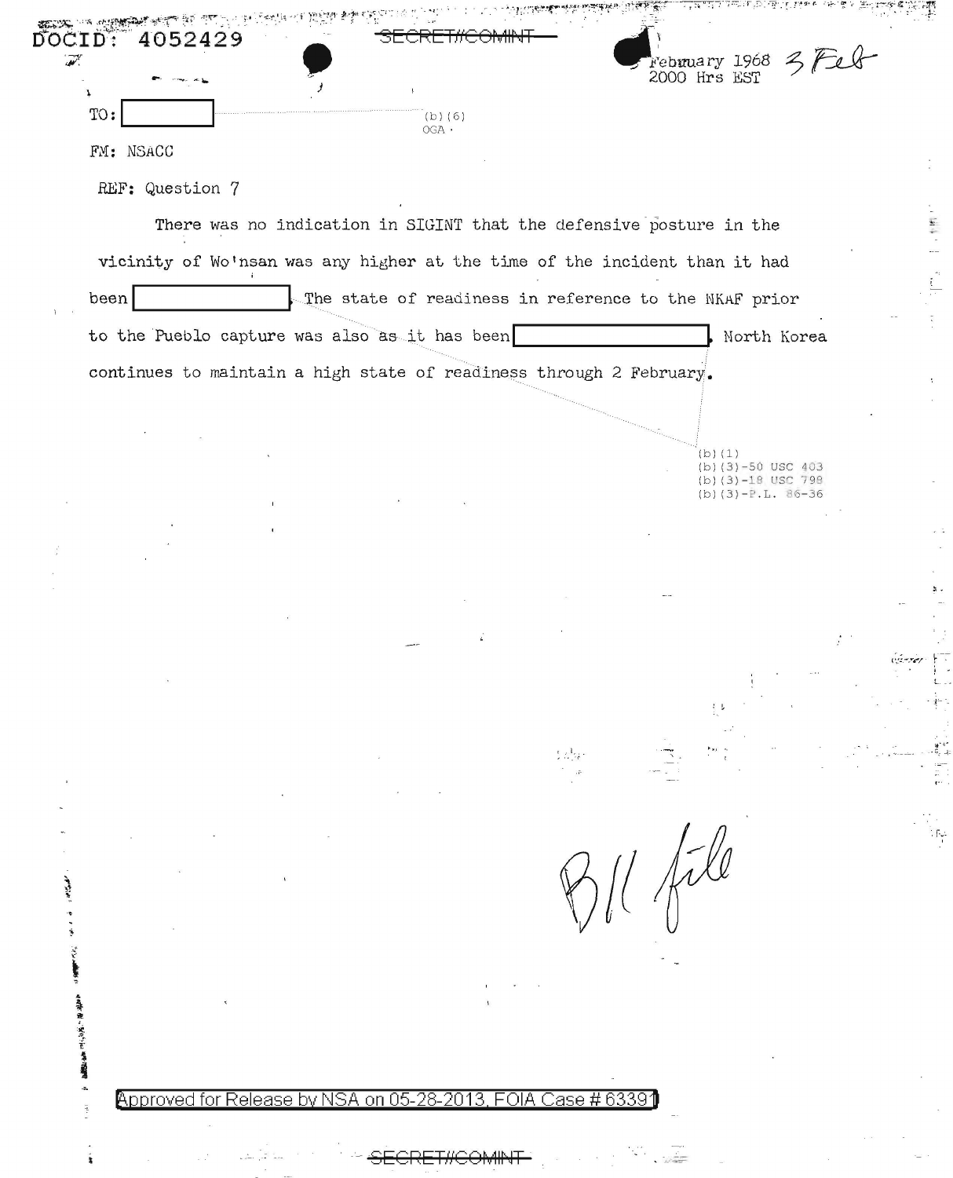DOCID: 4052429

~~SECRET//COMINT~~

February 1968 3 Feb
2000 Hrs EST

TO: [redacted] (b)(6) OGA

FM: NSACC

REF: Question 7

There was no indication in SIGINT that the defensive posture in the vicinity of Wo'nsan was any higher at the time of the incident than it had been [redacted]. The state of readiness in reference to the NKAF prior to the Pueblo capture was also as it has been [redacted]. North Korea continues to maintain a high state of readiness through 2 February.

(b)(1)
(b)(3)-50 USC 403
(b)(3)-18 USC 798
(b)(3)-P.L. 86-36

B11 file

Approved for Release by NSA on 05-28-2013, FOIA Case # 63391

~~SECRET//COMINT~~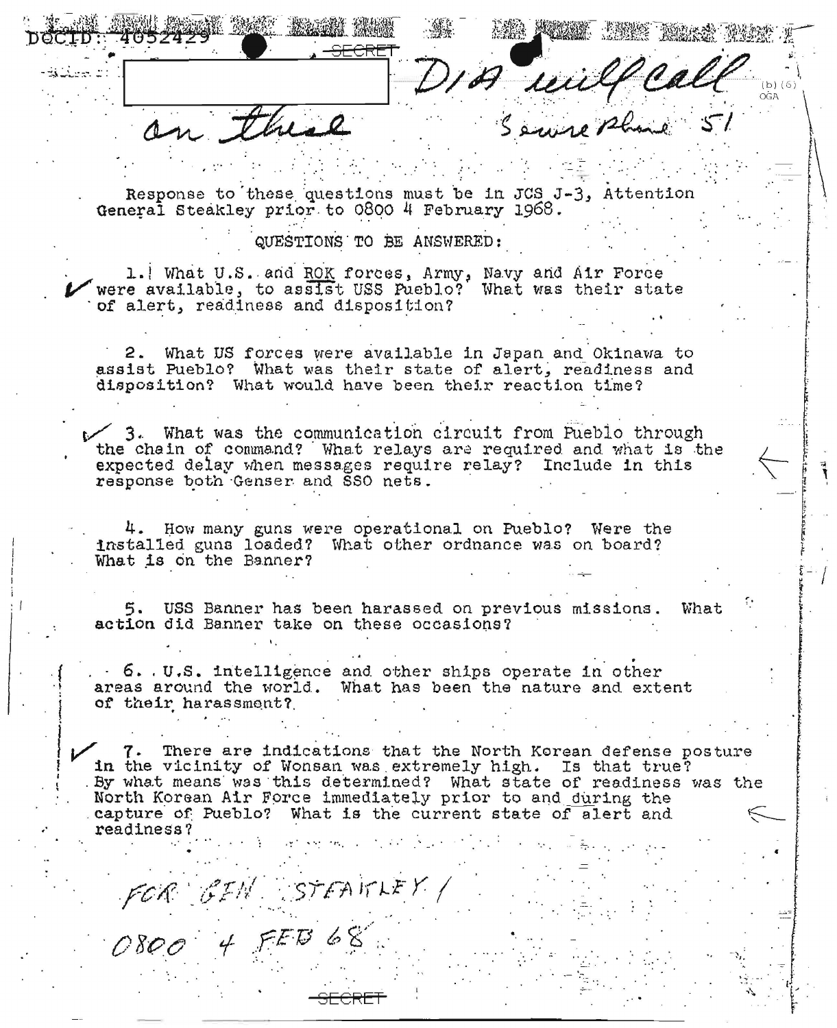DOCID: 4052429

~~SECRET~~

DIA will call on these

Secure phone 51

(b) (6) OGA

Response to these questions must be in JCS J-3, Attention General Steakley prior to 0800 4 February 1968.

QUESTIONS TO BE ANSWERED:

1. What U.S. and ROK forces, Army, Navy and Air Force were available, to assist USS Pueblo? What was their state of alert, readiness and disposition?

2. What US forces were available in Japan and Okinawa to assist Pueblo? What was their state of alert, readiness and disposition? What would have been their reaction time?

3. What was the communication circuit from Pueblo through the chain of command? What relays are required and what is the expected delay when messages require relay? Include in this response both Genser and SSO nets.

4. How many guns were operational on Pueblo? Were the installed guns loaded? What other ordnance was on board? What is on the Banner?

5. USS Banner has been harassed on previous missions. What action did Banner take on these occasions?

6. U.S. intelligence and other ships operate in other areas around the world. What has been the nature and extent of their harassment?

7. There are indications that the North Korean defense posture in the vicinity of Wonsan was extremely high. Is that true? By what means was this determined? What state of readiness was the North Korean Air Force immediately prior to and during the capture of Pueblo? What is the current state of alert and readiness?

FOR GEN. STEAKLEY /

0800 4 FEB 68

~~SECRET~~